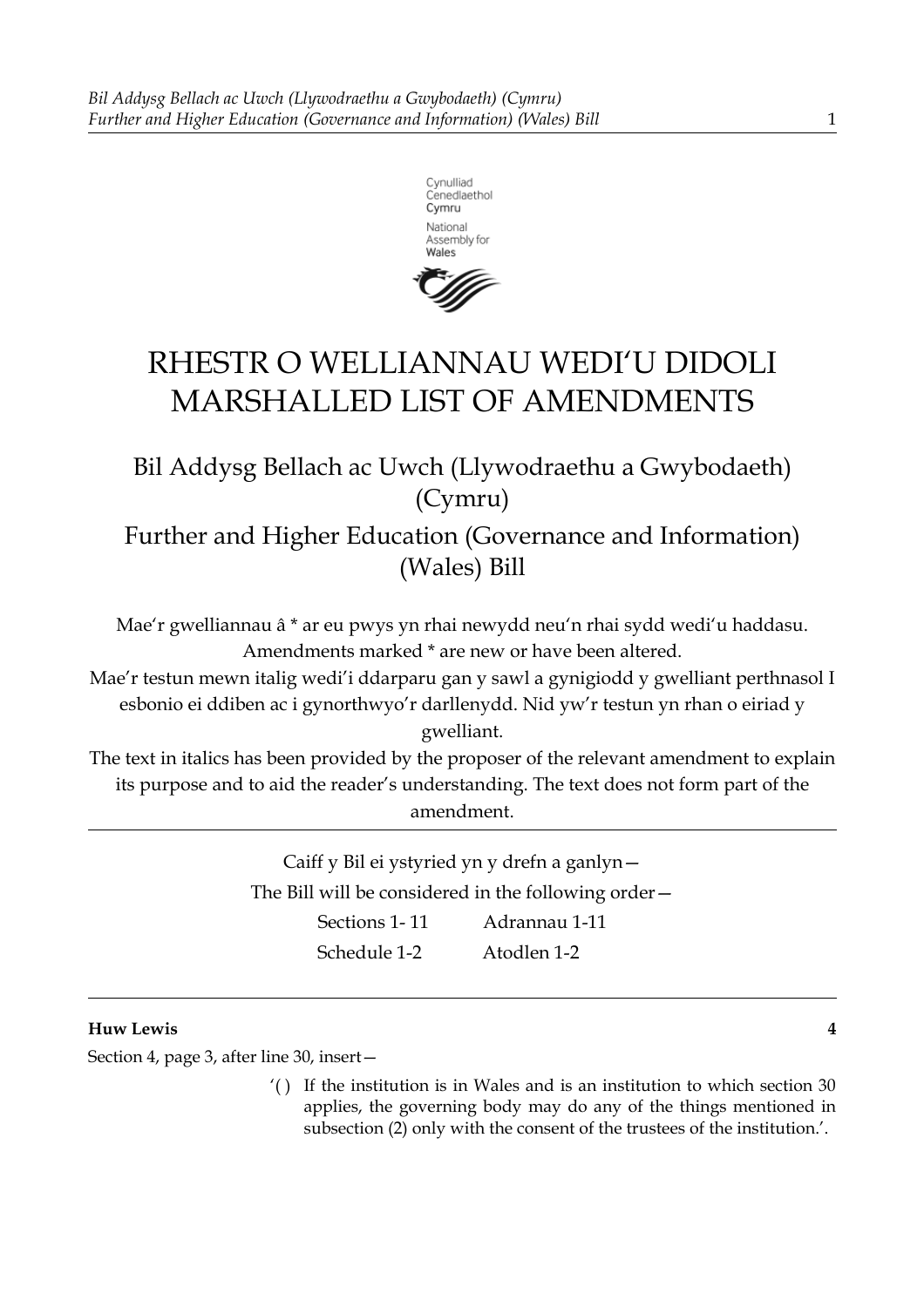Cynulliad Cenedlaethol Cymru
National Assembly for Wales

# RHESTR O WELLIANNAU WEDI'U DIDOLI
# MARSHALLED LIST OF AMENDMENTS

## Bil Addysg Bellach ac Uwch (Llywodraethu a Gwybodaeth) (Cymru)

## Further and Higher Education (Governance and Information) (Wales) Bill

Mae'r gwelliannau â * ar eu pwys yn rhai newydd neu'n rhai sydd wedi'u haddasu.
Amendments marked * are new or have been altered.

Mae'r testun mewn italig wedi'i ddarparu gan y sawl a gynigiodd y gwelliant perthnasol I esbonio ei ddiben ac i gynorthwyo'r darllenydd. Nid yw'r testun yn rhan o eiriad y gwelliant.

The text in italics has been provided by the proposer of the relevant amendment to explain its purpose and to aid the reader's understanding. The text does not form part of the amendment.

---

Caiff y Bil ei ystyried yn y drefn a ganlyn—

The Bill will be considered in the following order—

| | |
|---|---|
| Sections 1- 11 | Adrannau 1-11 |
| Schedule 1-2 | Atodlen 1-2 |

---

**Huw Lewis** **4**

Section 4, page 3, after line 30, insert—

> '( ) If the institution is in Wales and is an institution to which section 30 applies, the governing body may do any of the things mentioned in subsection (2) only with the consent of the trustees of the institution.'.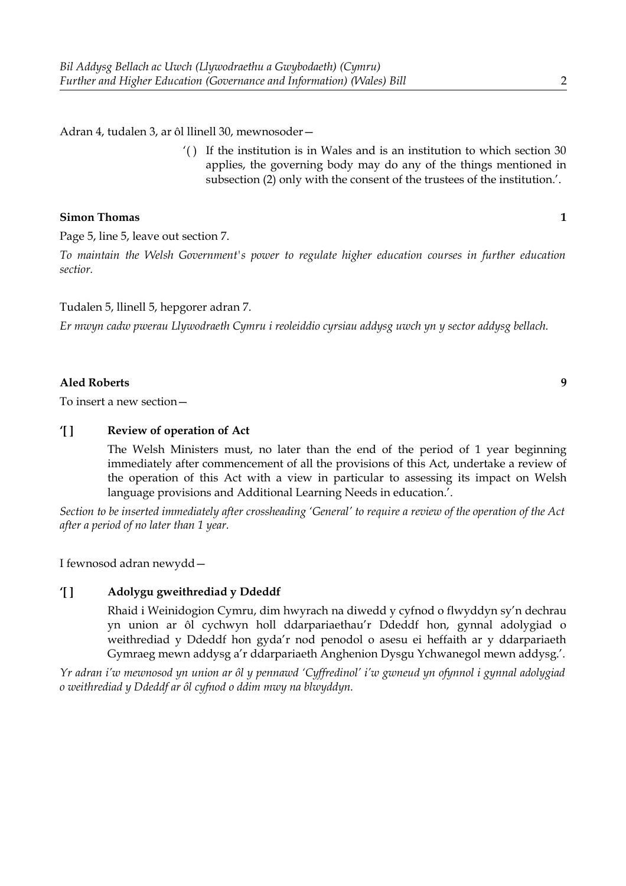Adran 4, tudalen 3, ar ôl llinell 30, mewnosoder—

> ‘( ) If the institution is in Wales and is an institution to which section 30 applies, the governing body may do any of the things mentioned in subsection (2) only with the consent of the trustees of the institution.’.

**Simon Thomas** **1**

Page 5, line 5, leave out section 7.

*To maintain the Welsh Government's power to regulate higher education courses in further education sectior.*

Tudalen 5, llinell 5, hepgorer adran 7.

*Er mwyn cadw pwerau Llywodraeth Cymru i reoleiddio cyrsiau addysg uwch yn y sector addysg bellach.*

**Aled Roberts** **9**

To insert a new section—

**‘[ ] Review of operation of Act**

The Welsh Ministers must, no later than the end of the period of 1 year beginning immediately after commencement of all the provisions of this Act, undertake a review of the operation of this Act with a view in particular to assessing its impact on Welsh language provisions and Additional Learning Needs in education.’.

*Section to be inserted immediately after crossheading ‘General’ to require a review of the operation of the Act after a period of no later than 1 year.*

I fewnosod adran newydd—

**‘[ ] Adolygu gweithrediad y Ddeddf**

Rhaid i Weinidogion Cymru, dim hwyrach na diwedd y cyfnod o flwyddyn sy’n dechrau yn union ar ôl cychwyn holl ddarpariaethau’r Ddeddf hon, gynnal adolygiad o weithrediad y Ddeddf hon gyda’r nod penodol o asesu ei heffaith ar y ddarpariaeth Gymraeg mewn addysg a’r ddarpariaeth Anghenion Dysgu Ychwanegol mewn addysg.’.

*Yr adran i’w mewnosod yn union ar ôl y pennawd ‘Cyffredinol’ i’w gwneud yn ofynnol i gynnal adolygiad o weithrediad y Ddeddf ar ôl cyfnod o ddim mwy na blwyddyn.*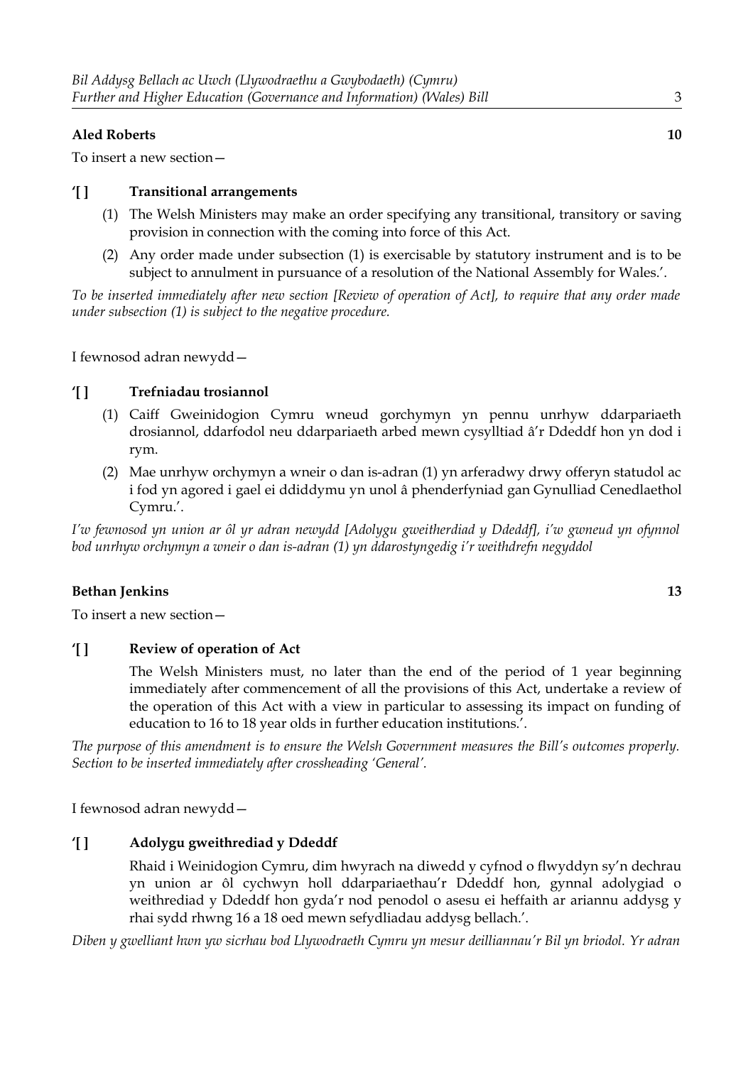**Aled Roberts** **10**

To insert a new section—

**'[ ] Transitional arrangements**

(1) The Welsh Ministers may make an order specifying any transitional, transitory or saving provision in connection with the coming into force of this Act.

(2) Any order made under subsection (1) is exercisable by statutory instrument and is to be subject to annulment in pursuance of a resolution of the National Assembly for Wales.'.

*To be inserted immediately after new section [Review of operation of Act], to require that any order made under subsection (1) is subject to the negative procedure.*

I fewnosod adran newydd—

**'[ ] Trefniadau trosiannol**

(1) Caiff Gweinidogion Cymru wneud gorchymyn yn pennu unrhyw ddarpariaeth drosiannol, ddarfodol neu ddarpariaeth arbed mewn cysylltiad â'r Ddeddf hon yn dod i rym.

(2) Mae unrhyw orchymyn a wneir o dan is-adran (1) yn arferadwy drwy offeryn statudol ac i fod yn agored i gael ei ddiddymu yn unol â phenderfyniad gan Gynulliad Cenedlaethol Cymru.'.

*I'w fewnosod yn union ar ôl yr adran newydd [Adolygu gweitherdiad y Ddeddf], i'w gwneud yn ofynnol bod unrhyw orchymyn a wneir o dan is-adran (1) yn ddarostyngedig i'r weithdrefn negyddol*

**Bethan Jenkins** **13**

To insert a new section—

**'[ ] Review of operation of Act**

The Welsh Ministers must, no later than the end of the period of 1 year beginning immediately after commencement of all the provisions of this Act, undertake a review of the operation of this Act with a view in particular to assessing its impact on funding of education to 16 to 18 year olds in further education institutions.'.

*The purpose of this amendment is to ensure the Welsh Government measures the Bill's outcomes properly. Section to be inserted immediately after crossheading 'General'.*

I fewnosod adran newydd—

**'[ ] Adolygu gweithrediad y Ddeddf**

Rhaid i Weinidogion Cymru, dim hwyrach na diwedd y cyfnod o flwyddyn sy'n dechrau yn union ar ôl cychwyn holl ddarpariaethau'r Ddeddf hon, gynnal adolygiad o weithrediad y Ddeddf hon gyda'r nod penodol o asesu ei heffaith ar ariannu addysg y rhai sydd rhwng 16 a 18 oed mewn sefydliadau addysg bellach.'.

*Diben y gwelliant hwn yw sicrhau bod Llywodraeth Cymru yn mesur deilliannau'r Bil yn briodol. Yr adran*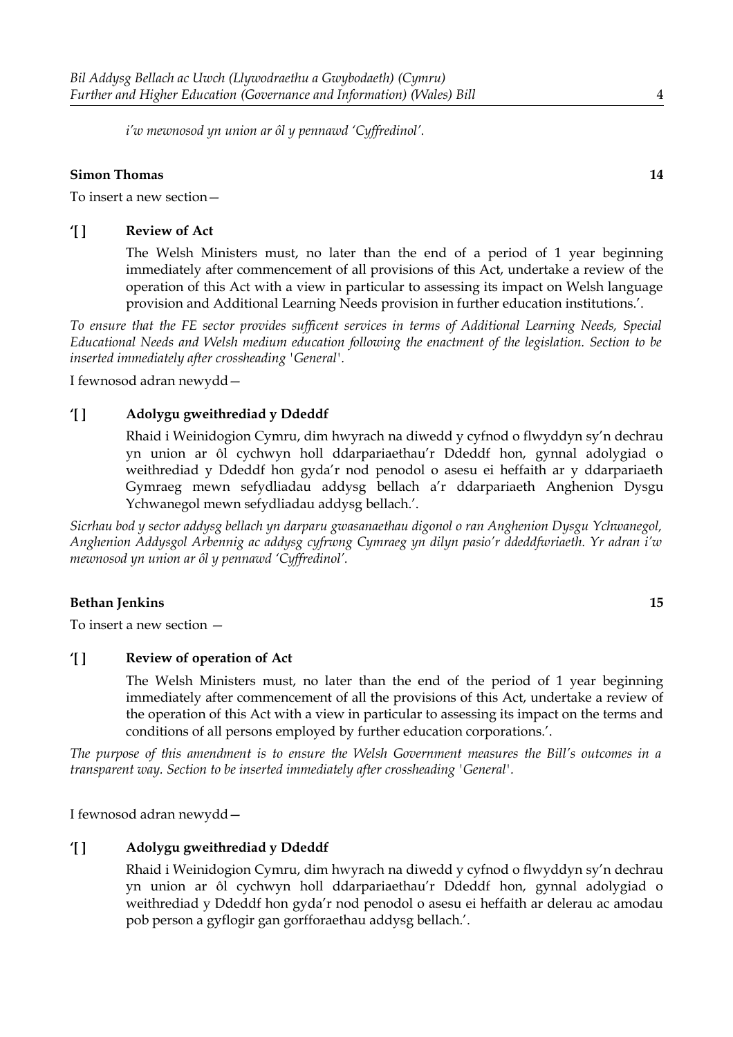*i'w mewnosod yn union ar ôl y pennawd 'Cyffredinol'.*

**Simon Thomas** **14**

To insert a new section—

**'[ ] Review of Act**

The Welsh Ministers must, no later than the end of a period of 1 year beginning immediately after commencement of all provisions of this Act, undertake a review of the operation of this Act with a view in particular to assessing its impact on Welsh language provision and Additional Learning Needs provision in further education institutions.'.

*To ensure that the FE sector provides sufficent services in terms of Additional Learning Needs, Special Educational Needs and Welsh medium education following the enactment of the legislation. Section to be inserted immediately after crossheading 'General'.*

I fewnosod adran newydd—

**'[ ] Adolygu gweithrediad y Ddeddf**

Rhaid i Weinidogion Cymru, dim hwyrach na diwedd y cyfnod o flwyddyn sy'n dechrau yn union ar ôl cychwyn holl ddarpariaethau'r Ddeddf hon, gynnal adolygiad o weithrediad y Ddeddf hon gyda'r nod penodol o asesu ei heffaith ar y ddarpariaeth Gymraeg mewn sefydliadau addysg bellach a'r ddarpariaeth Anghenion Dysgu Ychwanegol mewn sefydliadau addysg bellach.'.

*Sicrhau bod y sector addysg bellach yn darparu gwasanaethau digonol o ran Anghenion Dysgu Ychwanegol, Anghenion Addysgol Arbennig ac addysg cyfrwng Cymraeg yn dilyn pasio'r ddeddfwriaeth. Yr adran i'w mewnosod yn union ar ôl y pennawd 'Cyffredinol'.*

**Bethan Jenkins** **15**

To insert a new section —

**'[ ] Review of operation of Act**

The Welsh Ministers must, no later than the end of the period of 1 year beginning immediately after commencement of all the provisions of this Act, undertake a review of the operation of this Act with a view in particular to assessing its impact on the terms and conditions of all persons employed by further education corporations.'.

*The purpose of this amendment is to ensure the Welsh Government measures the Bill's outcomes in a transparent way. Section to be inserted immediately after crossheading 'General'.*

I fewnosod adran newydd—

**'[ ] Adolygu gweithrediad y Ddeddf**

Rhaid i Weinidogion Cymru, dim hwyrach na diwedd y cyfnod o flwyddyn sy'n dechrau yn union ar ôl cychwyn holl ddarpariaethau'r Ddeddf hon, gynnal adolygiad o weithrediad y Ddeddf hon gyda'r nod penodol o asesu ei heffaith ar delerau ac amodau pob person a gyflogir gan gorfforaethau addysg bellach.'.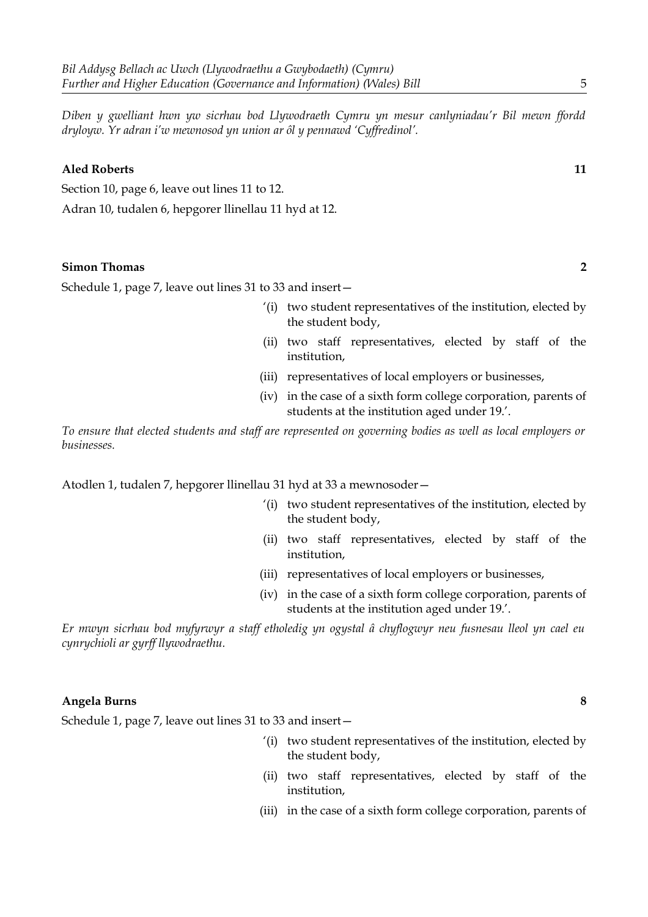*Diben y gwelliant hwn yw sicrhau bod Llywodraeth Cymru yn mesur canlyniadau'r Bil mewn ffordd dryloyw. Yr adran i'w mewnosod yn union ar ôl y pennawd 'Cyffredinol'.*

**Aled Roberts** **11**

Section 10, page 6, leave out lines 11 to 12.

Adran 10, tudalen 6, hepgorer llinellau 11 hyd at 12.

**Simon Thomas** **2**

Schedule 1, page 7, leave out lines 31 to 33 and insert—

> '(i) two student representatives of the institution, elected by the student body,
>
> (ii) two staff representatives, elected by staff of the institution,
>
> (iii) representatives of local employers or businesses,
>
> (iv) in the case of a sixth form college corporation, parents of students at the institution aged under 19.'.

*To ensure that elected students and staff are represented on governing bodies as well as local employers or businesses.*

Atodlen 1, tudalen 7, hepgorer llinellau 31 hyd at 33 a mewnosoder—

> '(i) two student representatives of the institution, elected by the student body,
>
> (ii) two staff representatives, elected by staff of the institution,
>
> (iii) representatives of local employers or businesses,
>
> (iv) in the case of a sixth form college corporation, parents of students at the institution aged under 19.'.

*Er mwyn sicrhau bod myfyrwyr a staff etholedig yn ogystal â chyflogwyr neu fusnesau lleol yn cael eu cynrychioli ar gyrff llywodraethu.*

**Angela Burns** **8**

Schedule 1, page 7, leave out lines 31 to 33 and insert—

> '(i) two student representatives of the institution, elected by the student body,
>
> (ii) two staff representatives, elected by staff of the institution,
>
> (iii) in the case of a sixth form college corporation, parents of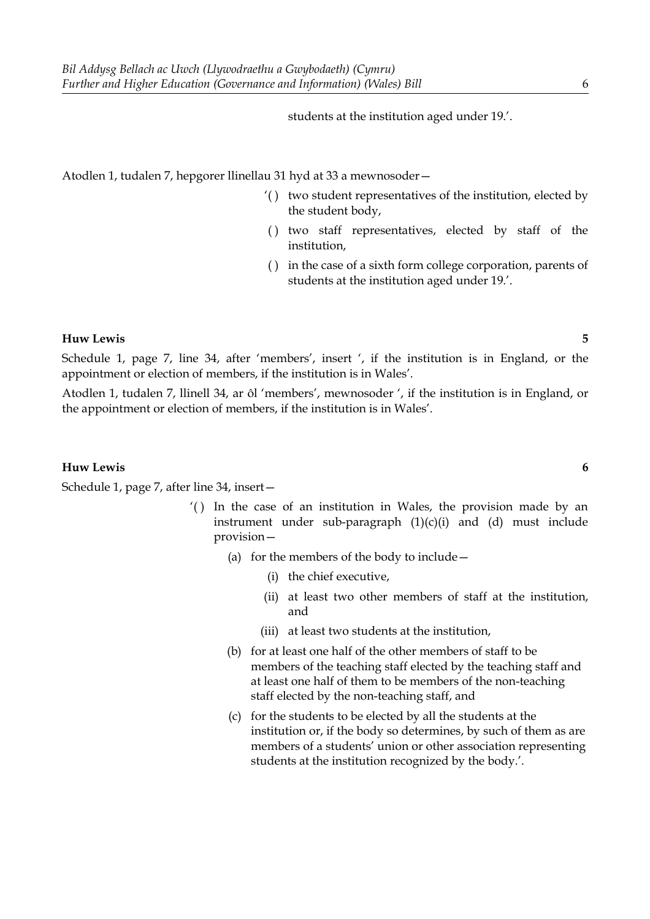students at the institution aged under 19.'.

Atodlen 1, tudalen 7, hepgorer llinellau 31 hyd at 33 a mewnosoder—

'( ) two student representatives of the institution, elected by the student body,

( ) two staff representatives, elected by staff of the institution,

( ) in the case of a sixth form college corporation, parents of students at the institution aged under 19.'.

**Huw Lewis** **5**

Schedule 1, page 7, line 34, after 'members', insert ', if the institution is in England, or the appointment or election of members, if the institution is in Wales'.

Atodlen 1, tudalen 7, llinell 34, ar ôl 'members', mewnosoder ', if the institution is in England, or the appointment or election of members, if the institution is in Wales'.

**Huw Lewis** **6**

Schedule 1, page 7, after line 34, insert—

'( ) In the case of an institution in Wales, the provision made by an instrument under sub-paragraph (1)(c)(i) and (d) must include provision—

(a) for the members of the body to include—

(i) the chief executive,

(ii) at least two other members of staff at the institution, and

(iii) at least two students at the institution,

(b) for at least one half of the other members of staff to be members of the teaching staff elected by the teaching staff and at least one half of them to be members of the non-teaching staff elected by the non-teaching staff, and

(c) for the students to be elected by all the students at the institution or, if the body so determines, by such of them as are members of a students' union or other association representing students at the institution recognized by the body.'.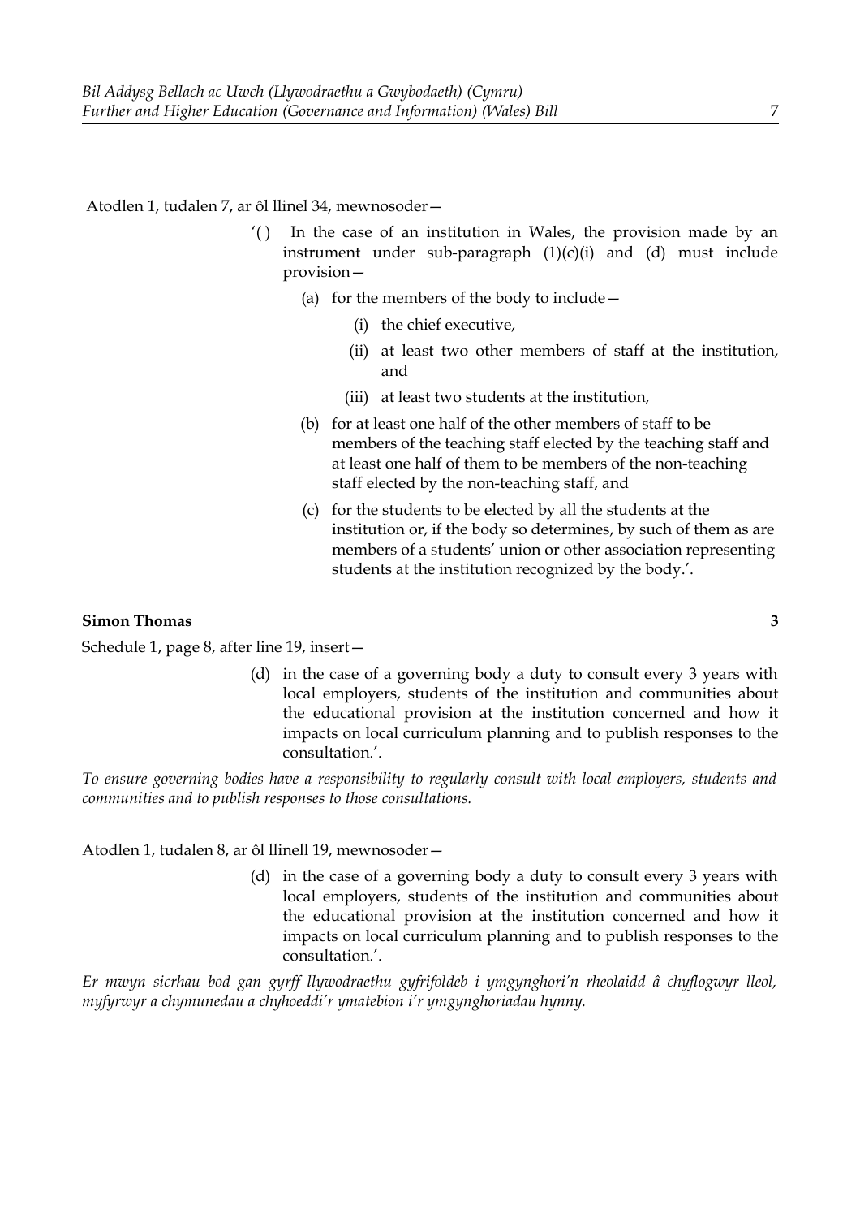Atodlen 1, tudalen 7, ar ôl llinel 34, mewnosoder—

> '( ) In the case of an institution in Wales, the provision made by an instrument under sub-paragraph (1)(c)(i) and (d) must include provision—
>
> (a) for the members of the body to include—
>
> (i) the chief executive,
>
> (ii) at least two other members of staff at the institution, and
>
> (iii) at least two students at the institution,
>
> (b) for at least one half of the other members of staff to be members of the teaching staff elected by the teaching staff and at least one half of them to be members of the non-teaching staff elected by the non-teaching staff, and
>
> (c) for the students to be elected by all the students at the institution or, if the body so determines, by such of them as are members of a students' union or other association representing students at the institution recognized by the body.'.

**Simon Thomas** **3**

Schedule 1, page 8, after line 19, insert—

> (d) in the case of a governing body a duty to consult every 3 years with local employers, students of the institution and communities about the educational provision at the institution concerned and how it impacts on local curriculum planning and to publish responses to the consultation.'.

*To ensure governing bodies have a responsibility to regularly consult with local employers, students and communities and to publish responses to those consultations.*

Atodlen 1, tudalen 8, ar ôl llinell 19, mewnosoder—

> (d) in the case of a governing body a duty to consult every 3 years with local employers, students of the institution and communities about the educational provision at the institution concerned and how it impacts on local curriculum planning and to publish responses to the consultation.'.

*Er mwyn sicrhau bod gan gyrff llywodraethu gyfrifoldeb i ymgynghori'n rheolaidd â chyflogwyr lleol, myfyrwyr a chymunedau a chyhoeddi'r ymatebion i'r ymgynghoriadau hynny.*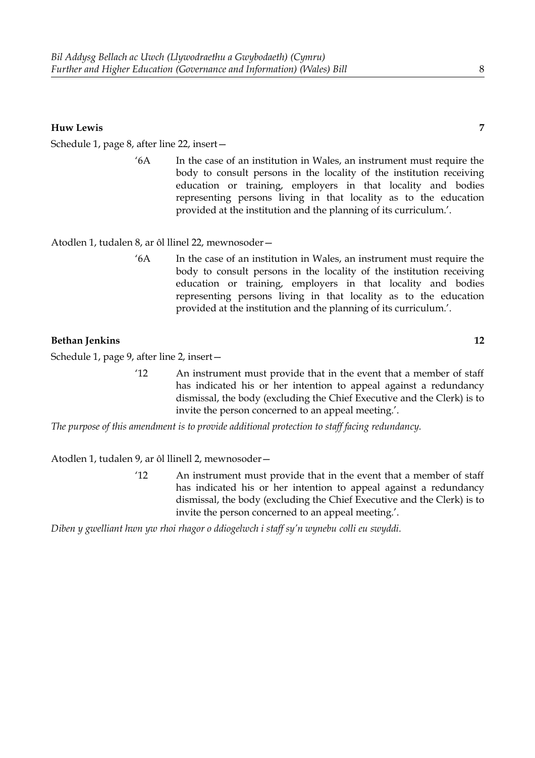**Huw Lewis** **7**

Schedule 1, page 8, after line 22, insert—

> '6A In the case of an institution in Wales, an instrument must require the body to consult persons in the locality of the institution receiving education or training, employers in that locality and bodies representing persons living in that locality as to the education provided at the institution and the planning of its curriculum.'.

Atodlen 1, tudalen 8, ar ôl llinel 22, mewnosoder—

> '6A In the case of an institution in Wales, an instrument must require the body to consult persons in the locality of the institution receiving education or training, employers in that locality and bodies representing persons living in that locality as to the education provided at the institution and the planning of its curriculum.'.

**Bethan Jenkins** **12**

Schedule 1, page 9, after line 2, insert—

> '12 An instrument must provide that in the event that a member of staff has indicated his or her intention to appeal against a redundancy dismissal, the body (excluding the Chief Executive and the Clerk) is to invite the person concerned to an appeal meeting.'.

*The purpose of this amendment is to provide additional protection to staff facing redundancy.*

Atodlen 1, tudalen 9, ar ôl llinell 2, mewnosoder—

> '12 An instrument must provide that in the event that a member of staff has indicated his or her intention to appeal against a redundancy dismissal, the body (excluding the Chief Executive and the Clerk) is to invite the person concerned to an appeal meeting.'.

*Diben y gwelliant hwn yw rhoi rhagor o ddiogelwch i staff sy'n wynebu colli eu swyddi.*